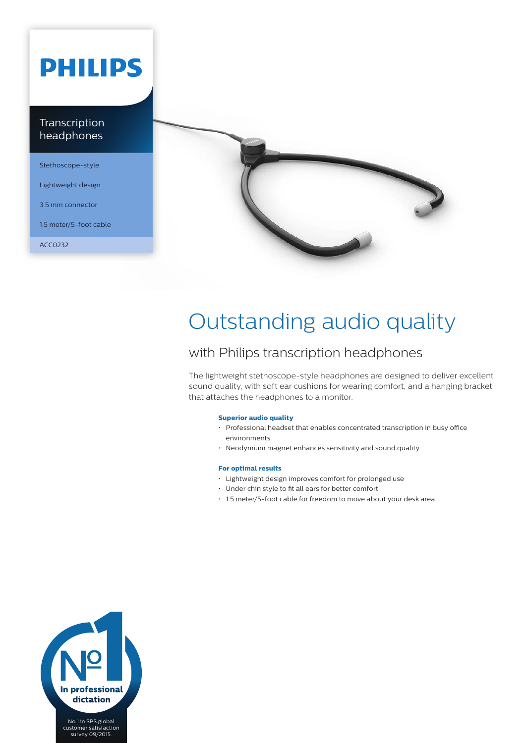# PHILIPS

Transcription headphones

Stethoscope-style

Lightweight design

3.5 mm connector

1.5 meter/5-foot cable

ACC0232

# Outstanding audio quality

## with Philips transcription headphones

The lightweight stethoscope-style headphones are designed to deliver excellent sound quality, with soft ear cushions for wearing comfort, and a hanging bracket that attaches the headphones to a monitor.

**Superior audio quality**

- Professional headset that enables concentrated transcription in busy office environments
- Neodymium magnet enhances sensitivity and sound quality

**For optimal results**

- Lightweight design improves comfort for prolonged use
- Under chin style to fit all ears for better comfort
- 1.5 meter/5-foot cable for freedom to move about your desk area

Nº1 In professional dictation

No 1 in SPS global customer satisfaction survey 09/2015.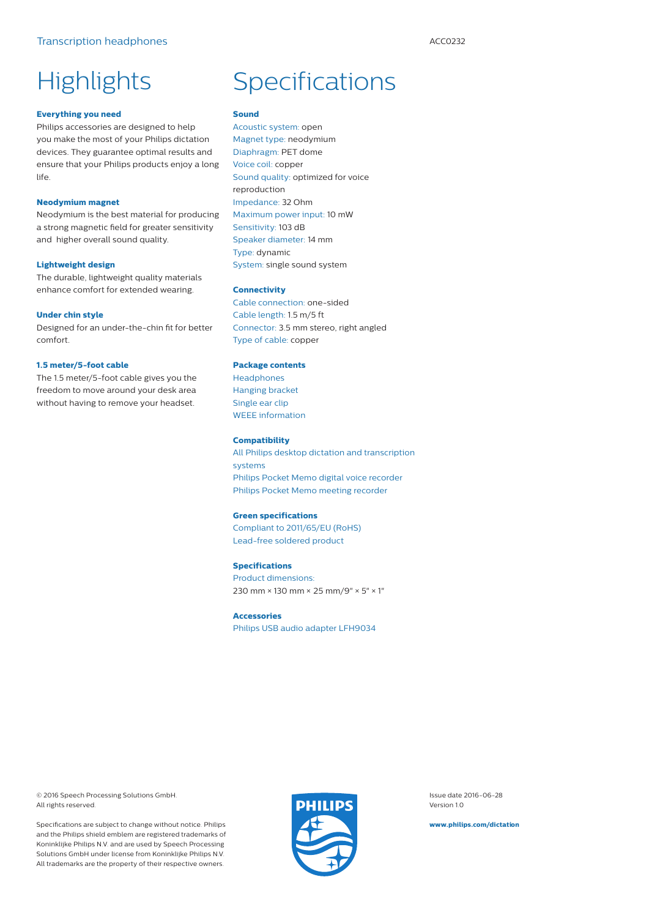# Highlights

### Everything you need

Philips accessories are designed to help you make the most of your Philips dictation devices. They guarantee optimal results and ensure that your Philips products enjoy a long life.

### Neodymium magnet

Neodymium is the best material for producing a strong magnetic field for greater sensitivity and higher overall sound quality.

### Lightweight design

The durable, lightweight quality materials enhance comfort for extended wearing.

### Under chin style

Designed for an under-the-chin fit for better comfort.

### 1.5 meter/5-foot cable

The 1.5 meter/5-foot cable gives you the freedom to move around your desk area without having to remove your headset.

# Specifications

### Sound

- Acoustic system: open
- Magnet type: neodymium
- Diaphragm: PET dome
- Voice coil: copper
- Sound quality: optimized for voice reproduction
- Impedance: 32 Ohm
- Maximum power input: 10 mW
- Sensitivity: 103 dB
- Speaker diameter: 14 mm
- Type: dynamic
- System: single sound system

### Connectivity

- Cable connection: one-sided
- Cable length: 1.5 m/5 ft
- Connector: 3.5 mm stereo, right angled
- Type of cable: copper

### Package contents

- Headphones
- Hanging bracket
- Single ear clip
- WEEE information

### Compatibility

- All Philips desktop dictation and transcription systems
- Philips Pocket Memo digital voice recorder
- Philips Pocket Memo meeting recorder

### Green specifications

- Compliant to 2011/65/EU (RoHS)
- Lead-free soldered product

### Specifications

- Product dimensions: 230 mm × 130 mm × 25 mm/9" × 5" × 1"

### Accessories

- Philips USB audio adapter LFH9034

© 2016 Speech Processing Solutions GmbH.
All rights reserved.

Specifications are subject to change without notice. Philips and the Philips shield emblem are registered trademarks of Koninklijke Philips N.V. and are used by Speech Processing Solutions GmbH under license from Koninklijke Philips N.V. All trademarks are the property of their respective owners.

Issue date 2016-06-28
Version 1.0

**www.philips.com/dictation**